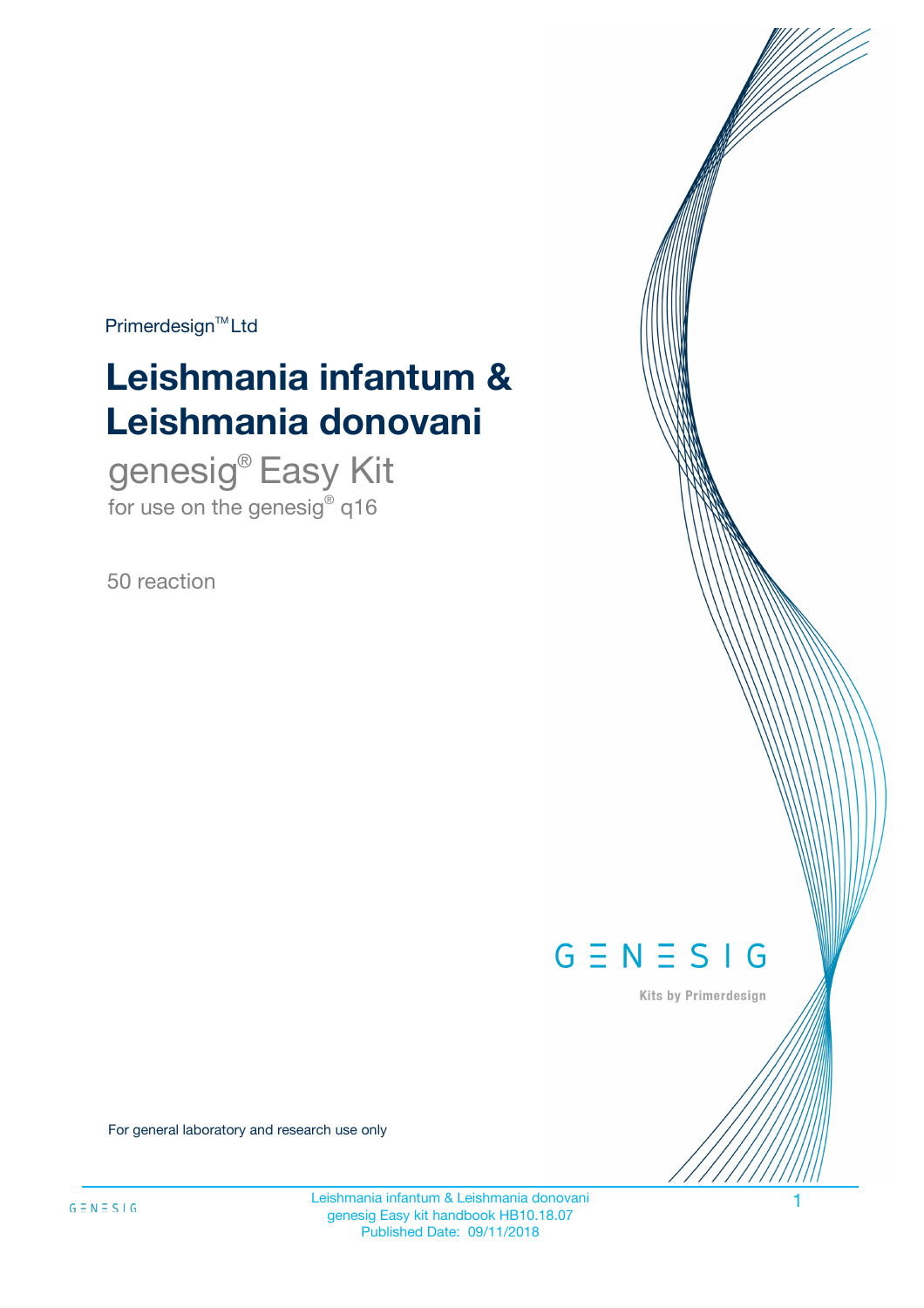Primerdesign™ Ltd

# Leishmania infantum & Leishmania donovani

## genesig® Easy Kit

for use on the genesig® q16

50 reaction

GENESIG

Kits by Primerdesign

For general laboratory and research use only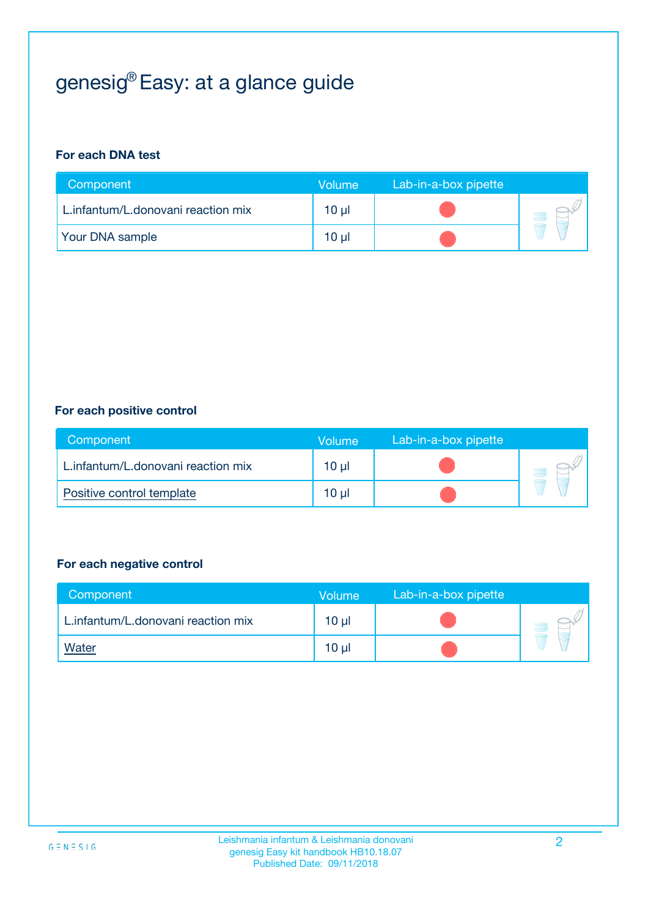# genesig® Easy: at a glance guide

**For each DNA test**

| Component | Volume | Lab-in-a-box pipette |
|---|---|---|
| L.infantum/L.donovani reaction mix | 10 µl | |
| Your DNA sample | 10 µl | |

**For each positive control**

| Component | Volume | Lab-in-a-box pipette |
|---|---|---|
| L.infantum/L.donovani reaction mix | 10 µl | |
| Positive control template | 10 µl | |

**For each negative control**

| Component | Volume | Lab-in-a-box pipette |
|---|---|---|
| L.infantum/L.donovani reaction mix | 10 µl | |
| Water | 10 µl | |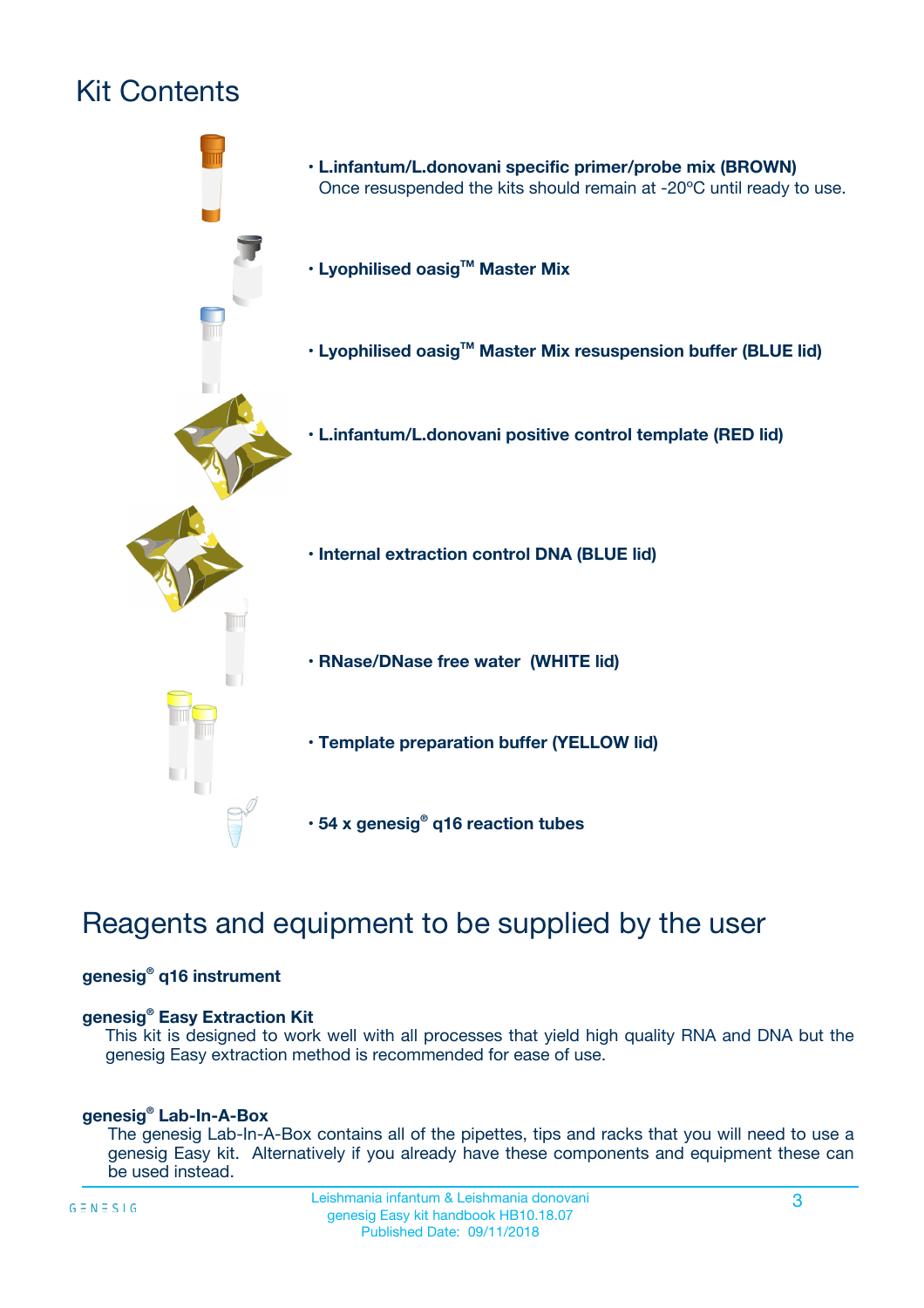# Kit Contents

- **L.infantum/L.donovani specific primer/probe mix (BROWN)**
  Once resuspended the kits should remain at -20ºC until ready to use.
- **Lyophilised oasig™ Master Mix**
- **Lyophilised oasig™ Master Mix resuspension buffer (BLUE lid)**
- **L.infantum/L.donovani positive control template (RED lid)**
- **Internal extraction control DNA (BLUE lid)**
- **RNase/DNase free water (WHITE lid)**
- **Template preparation buffer (YELLOW lid)**
- **54 x genesig® q16 reaction tubes**

# Reagents and equipment to be supplied by the user

**genesig® q16 instrument**

**genesig® Easy Extraction Kit**

This kit is designed to work well with all processes that yield high quality RNA and DNA but the genesig Easy extraction method is recommended for ease of use.

**genesig® Lab-In-A-Box**

The genesig Lab-In-A-Box contains all of the pipettes, tips and racks that you will need to use a genesig Easy kit. Alternatively if you already have these components and equipment these can be used instead.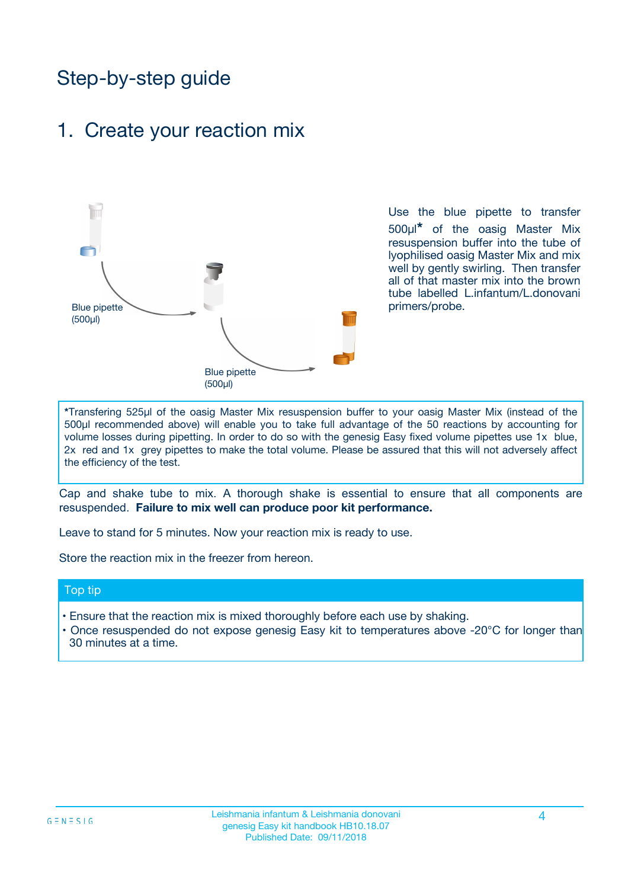# Step-by-step guide

## 1. Create your reaction mix

Blue pipette (500µl)

Blue pipette (500µl)

Use the blue pipette to transfer 500µl* of the oasig Master Mix resuspension buffer into the tube of lyophilised oasig Master Mix and mix well by gently swirling. Then transfer all of that master mix into the brown tube labelled L.infantum/L.donovani primers/probe.

*Transfering 525µl of the oasig Master Mix resuspension buffer to your oasig Master Mix (instead of the 500µl recommended above) will enable you to take full advantage of the 50 reactions by accounting for volume losses during pipetting. In order to do so with the genesig Easy fixed volume pipettes use 1x blue, 2x red and 1x grey pipettes to make the total volume. Please be assured that this will not adversely affect the efficiency of the test.

Cap and shake tube to mix. A thorough shake is essential to ensure that all components are resuspended. **Failure to mix well can produce poor kit performance.**

Leave to stand for 5 minutes. Now your reaction mix is ready to use.

Store the reaction mix in the freezer from hereon.

### Top tip

- Ensure that the reaction mix is mixed thoroughly before each use by shaking.
- Once resuspended do not expose genesig Easy kit to temperatures above -20°C for longer than 30 minutes at a time.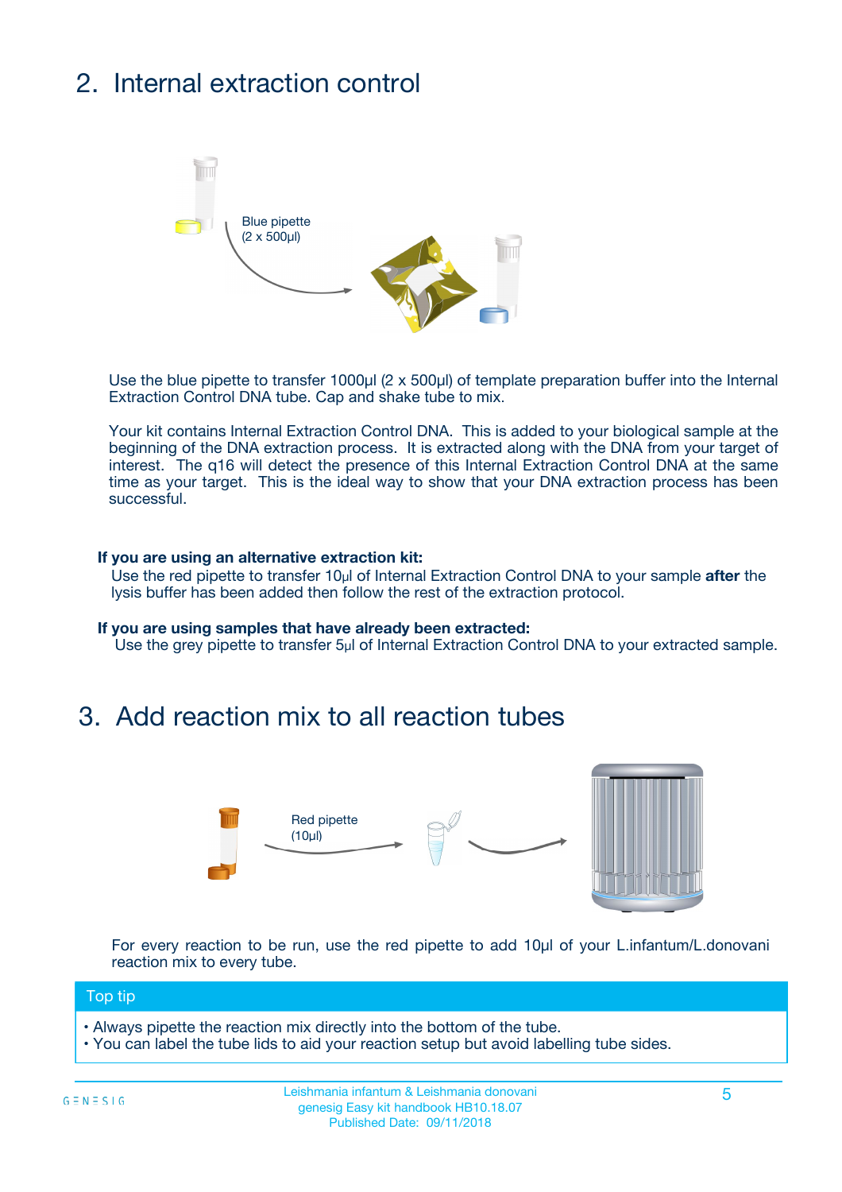## 2. Internal extraction control

Blue pipette (2 x 500µl)

Use the blue pipette to transfer 1000µl (2 x 500µl) of template preparation buffer into the Internal Extraction Control DNA tube. Cap and shake tube to mix.

Your kit contains Internal Extraction Control DNA. This is added to your biological sample at the beginning of the DNA extraction process. It is extracted along with the DNA from your target of interest. The q16 will detect the presence of this Internal Extraction Control DNA at the same time as your target. This is the ideal way to show that your DNA extraction process has been successful.

**If you are using an alternative extraction kit:**
Use the red pipette to transfer 10µl of Internal Extraction Control DNA to your sample **after** the lysis buffer has been added then follow the rest of the extraction protocol.

**If you are using samples that have already been extracted:**
Use the grey pipette to transfer 5µl of Internal Extraction Control DNA to your extracted sample.

## 3. Add reaction mix to all reaction tubes

Red pipette (10µl)

For every reaction to be run, use the red pipette to add 10µl of your L.infantum/L.donovani reaction mix to every tube.

**Top tip**

- Always pipette the reaction mix directly into the bottom of the tube.
- You can label the tube lids to aid your reaction setup but avoid labelling tube sides.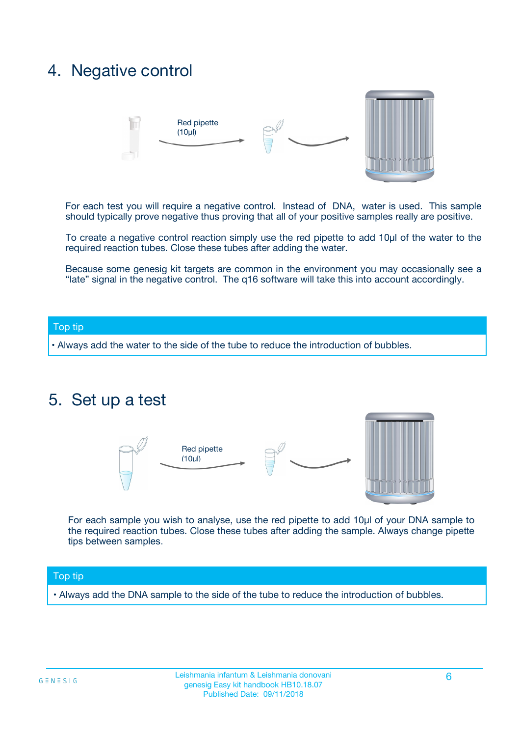## 4. Negative control

Red pipette (10µl)

For each test you will require a negative control. Instead of DNA, water is used. This sample should typically prove negative thus proving that all of your positive samples really are positive.

To create a negative control reaction simply use the red pipette to add 10µl of the water to the required reaction tubes. Close these tubes after adding the water.

Because some genesig kit targets are common in the environment you may occasionally see a "late" signal in the negative control. The q16 software will take this into account accordingly.

**Top tip**

- Always add the water to the side of the tube to reduce the introduction of bubbles.

## 5. Set up a test

Red pipette (10µl)

For each sample you wish to analyse, use the red pipette to add 10µl of your DNA sample to the required reaction tubes. Close these tubes after adding the sample. Always change pipette tips between samples.

**Top tip**

- Always add the DNA sample to the side of the tube to reduce the introduction of bubbles.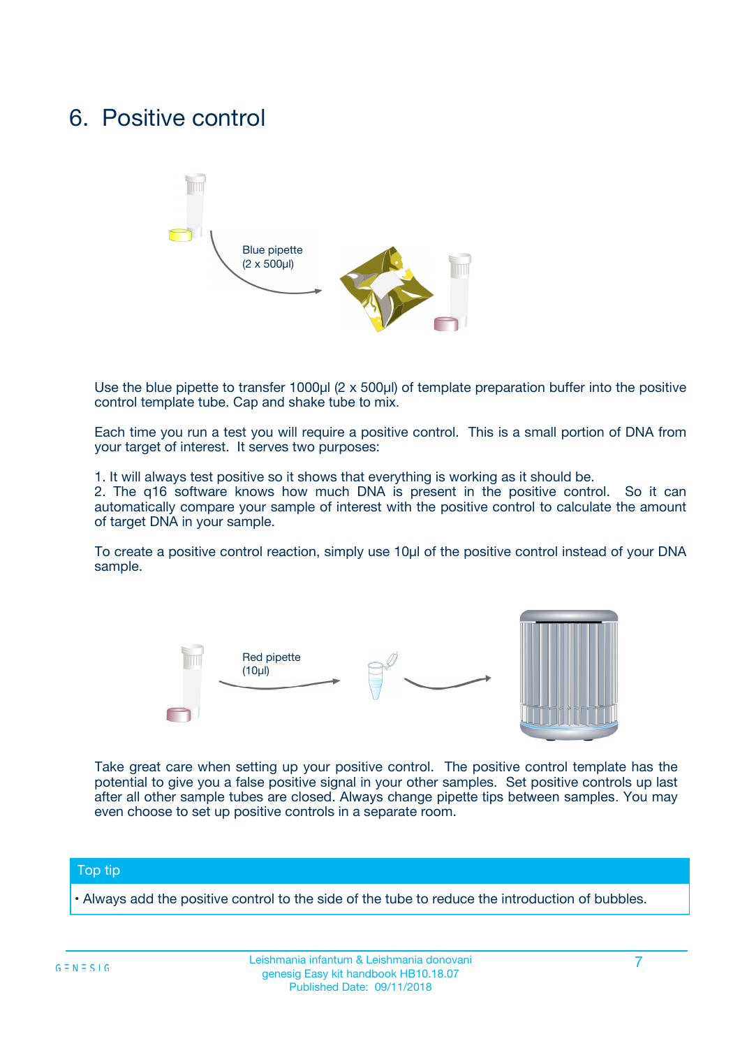# 6. Positive control

Blue pipette
(2 x 500µl)

Use the blue pipette to transfer 1000µl (2 x 500µl) of template preparation buffer into the positive control template tube. Cap and shake tube to mix.

Each time you run a test you will require a positive control. This is a small portion of DNA from your target of interest. It serves two purposes:

1. It will always test positive so it shows that everything is working as it should be.
2. The q16 software knows how much DNA is present in the positive control. So it can automatically compare your sample of interest with the positive control to calculate the amount of target DNA in your sample.

To create a positive control reaction, simply use 10µl of the positive control instead of your DNA sample.

Red pipette
(10µl)

Take great care when setting up your positive control. The positive control template has the potential to give you a false positive signal in your other samples. Set positive controls up last after all other sample tubes are closed. Always change pipette tips between samples. You may even choose to set up positive controls in a separate room.

**Top tip**

• Always add the positive control to the side of the tube to reduce the introduction of bubbles.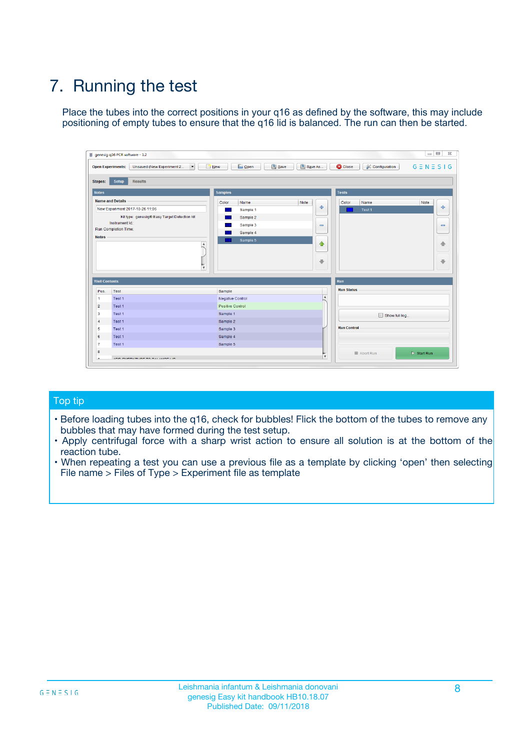# 7. Running the test

Place the tubes into the correct positions in your q16 as defined by the software, this may include positioning of empty tubes to ensure that the q16 lid is balanced. The run can then be started.

## Top tip

- Before loading tubes into the q16, check for bubbles! Flick the bottom of the tubes to remove any bubbles that may have formed during the test setup.
- Apply centrifugal force with a sharp wrist action to ensure all solution is at the bottom of the reaction tube.
- When repeating a test you can use a previous file as a template by clicking 'open' then selecting File name > Files of Type > Experiment file as template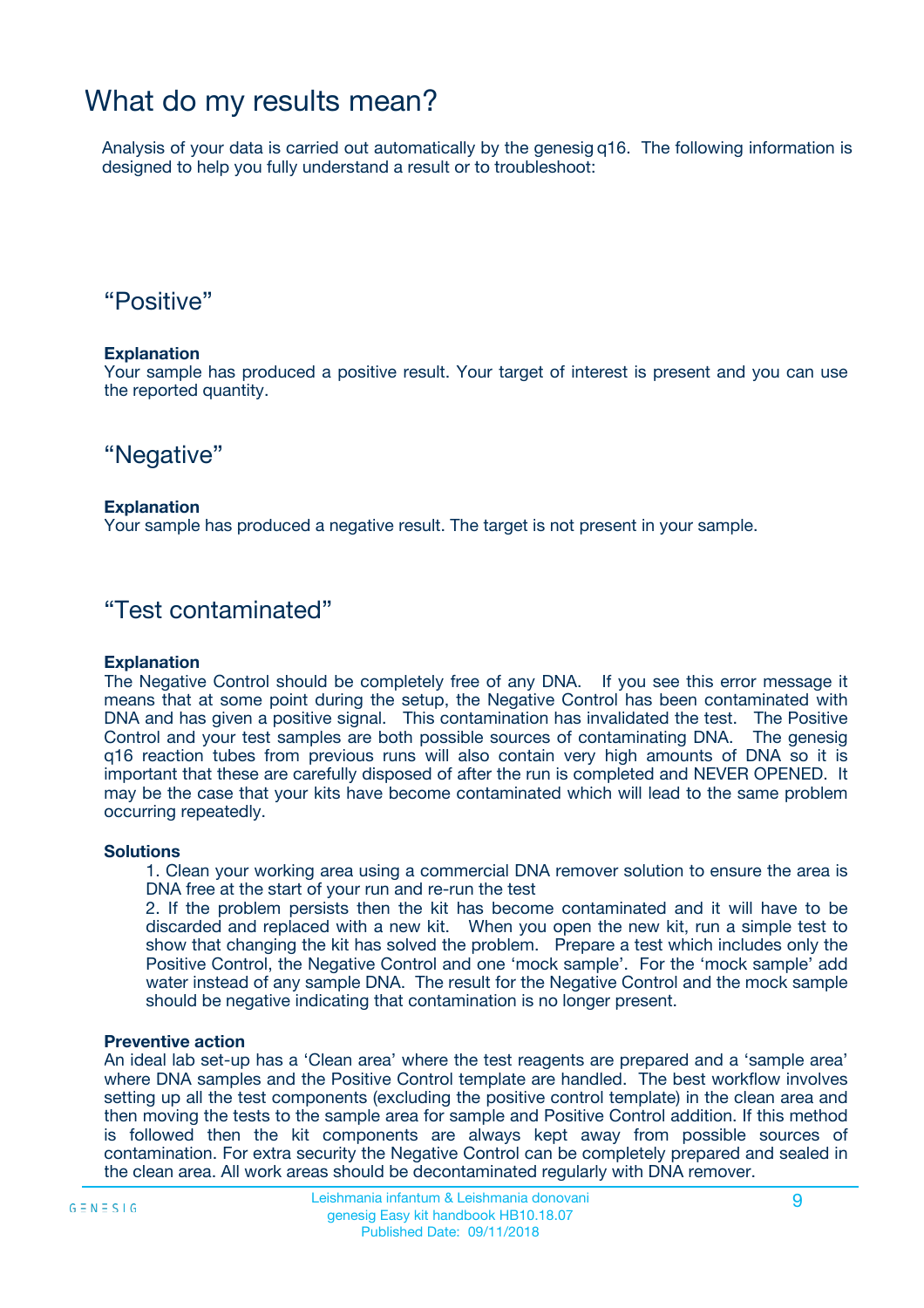# What do my results mean?

Analysis of your data is carried out automatically by the genesig q16. The following information is designed to help you fully understand a result or to troubleshoot:

## "Positive"

**Explanation**
Your sample has produced a positive result. Your target of interest is present and you can use the reported quantity.

## "Negative"

**Explanation**
Your sample has produced a negative result. The target is not present in your sample.

## "Test contaminated"

**Explanation**
The Negative Control should be completely free of any DNA. If you see this error message it means that at some point during the setup, the Negative Control has been contaminated with DNA and has given a positive signal. This contamination has invalidated the test. The Positive Control and your test samples are both possible sources of contaminating DNA. The genesig q16 reaction tubes from previous runs will also contain very high amounts of DNA so it is important that these are carefully disposed of after the run is completed and NEVER OPENED. It may be the case that your kits have become contaminated which will lead to the same problem occurring repeatedly.

**Solutions**

1. Clean your working area using a commercial DNA remover solution to ensure the area is DNA free at the start of your run and re-run the test
2. If the problem persists then the kit has become contaminated and it will have to be discarded and replaced with a new kit. When you open the new kit, run a simple test to show that changing the kit has solved the problem. Prepare a test which includes only the Positive Control, the Negative Control and one 'mock sample'. For the 'mock sample' add water instead of any sample DNA. The result for the Negative Control and the mock sample should be negative indicating that contamination is no longer present.

**Preventive action**
An ideal lab set-up has a 'Clean area' where the test reagents are prepared and a 'sample area' where DNA samples and the Positive Control template are handled. The best workflow involves setting up all the test components (excluding the positive control template) in the clean area and then moving the tests to the sample area for sample and Positive Control addition. If this method is followed then the kit components are always kept away from possible sources of contamination. For extra security the Negative Control can be completely prepared and sealed in the clean area. All work areas should be decontaminated regularly with DNA remover.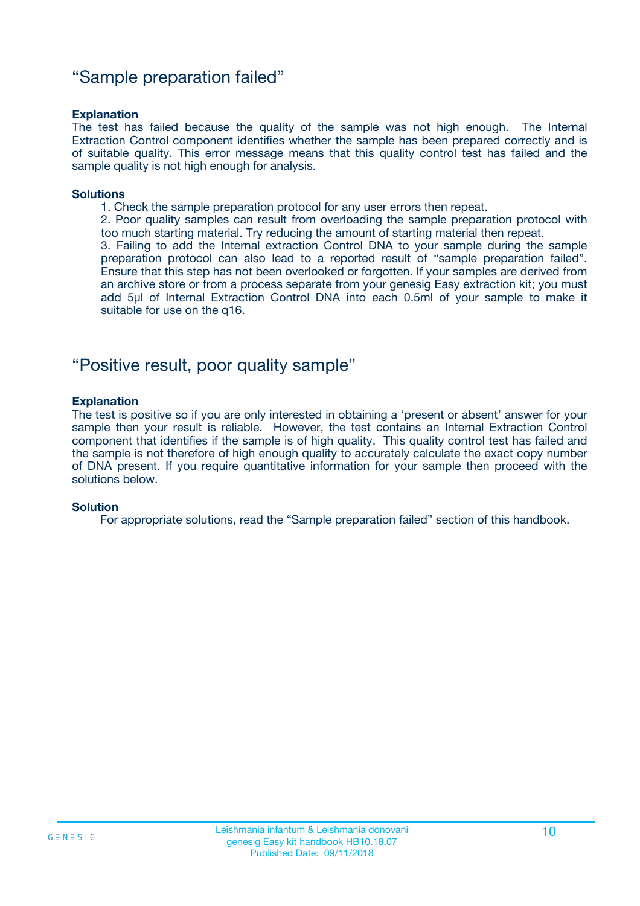## “Sample preparation failed”

**Explanation**

The test has failed because the quality of the sample was not high enough. The Internal Extraction Control component identifies whether the sample has been prepared correctly and is of suitable quality. This error message means that this quality control test has failed and the sample quality is not high enough for analysis.

**Solutions**

1. Check the sample preparation protocol for any user errors then repeat.
2. Poor quality samples can result from overloading the sample preparation protocol with too much starting material. Try reducing the amount of starting material then repeat.
3. Failing to add the Internal extraction Control DNA to your sample during the sample preparation protocol can also lead to a reported result of “sample preparation failed”. Ensure that this step has not been overlooked or forgotten. If your samples are derived from an archive store or from a process separate from your genesig Easy extraction kit; you must add 5µl of Internal Extraction Control DNA into each 0.5ml of your sample to make it suitable for use on the q16.

## “Positive result, poor quality sample”

**Explanation**

The test is positive so if you are only interested in obtaining a ‘present or absent’ answer for your sample then your result is reliable. However, the test contains an Internal Extraction Control component that identifies if the sample is of high quality. This quality control test has failed and the sample is not therefore of high enough quality to accurately calculate the exact copy number of DNA present. If you require quantitative information for your sample then proceed with the solutions below.

**Solution**

For appropriate solutions, read the “Sample preparation failed” section of this handbook.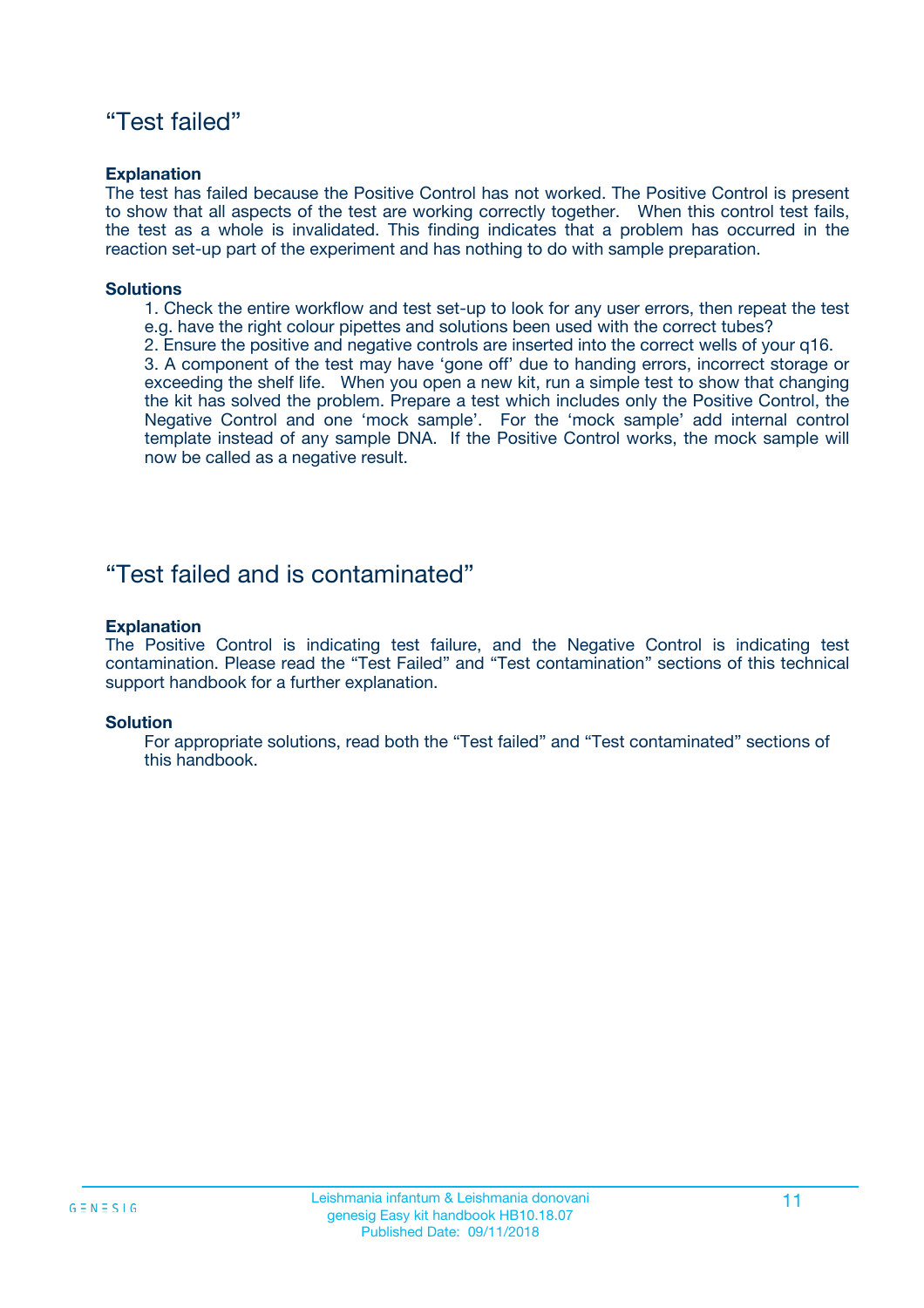## “Test failed”

**Explanation**

The test has failed because the Positive Control has not worked. The Positive Control is present to show that all aspects of the test are working correctly together. When this control test fails, the test as a whole is invalidated. This finding indicates that a problem has occurred in the reaction set-up part of the experiment and has nothing to do with sample preparation.

**Solutions**

1. Check the entire workflow and test set-up to look for any user errors, then repeat the test e.g. have the right colour pipettes and solutions been used with the correct tubes?
2. Ensure the positive and negative controls are inserted into the correct wells of your q16.
3. A component of the test may have ‘gone off’ due to handing errors, incorrect storage or exceeding the shelf life. When you open a new kit, run a simple test to show that changing the kit has solved the problem. Prepare a test which includes only the Positive Control, the Negative Control and one ‘mock sample’. For the ‘mock sample’ add internal control template instead of any sample DNA. If the Positive Control works, the mock sample will now be called as a negative result.

## “Test failed and is contaminated”

**Explanation**

The Positive Control is indicating test failure, and the Negative Control is indicating test contamination. Please read the “Test Failed” and “Test contamination” sections of this technical support handbook for a further explanation.

**Solution**

For appropriate solutions, read both the “Test failed” and “Test contaminated” sections of this handbook.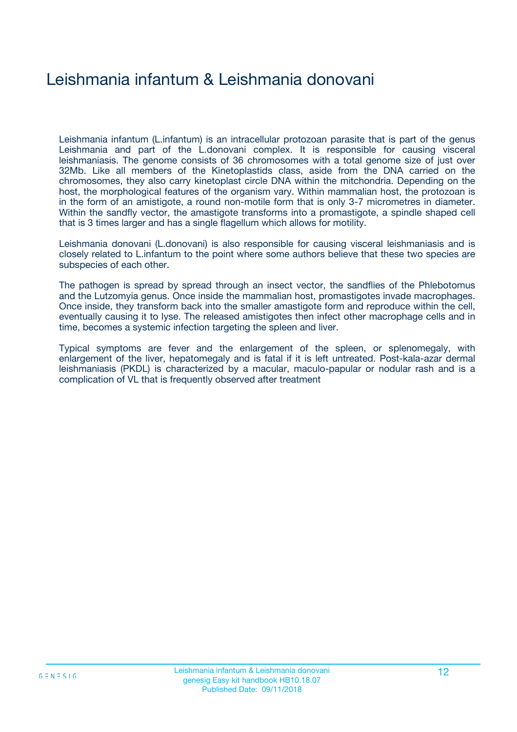# Leishmania infantum & Leishmania donovani

Leishmania infantum (L.infantum) is an intracellular protozoan parasite that is part of the genus Leishmania and part of the L.donovani complex. It is responsible for causing visceral leishmaniasis. The genome consists of 36 chromosomes with a total genome size of just over 32Mb. Like all members of the Kinetoplastids class, aside from the DNA carried on the chromosomes, they also carry kinetoplast circle DNA within the mitchondria. Depending on the host, the morphological features of the organism vary. Within mammalian host, the protozoan is in the form of an amistigote, a round non-motile form that is only 3-7 micrometres in diameter. Within the sandfly vector, the amastigote transforms into a promastigote, a spindle shaped cell that is 3 times larger and has a single flagellum which allows for motility.

Leishmania donovani (L.donovani) is also responsible for causing visceral leishmaniasis and is closely related to L.infantum to the point where some authors believe that these two species are subspecies of each other.

The pathogen is spread by spread through an insect vector, the sandflies of the Phlebotomus and the Lutzomyia genus. Once inside the mammalian host, promastigotes invade macrophages. Once inside, they transform back into the smaller amastigote form and reproduce within the cell, eventually causing it to lyse. The released amistigotes then infect other macrophage cells and in time, becomes a systemic infection targeting the spleen and liver.

Typical symptoms are fever and the enlargement of the spleen, or splenomegaly, with enlargement of the liver, hepatomegaly and is fatal if it is left untreated. Post-kala-azar dermal leishmaniasis (PKDL) is characterized by a macular, maculo-papular or nodular rash and is a complication of VL that is frequently observed after treatment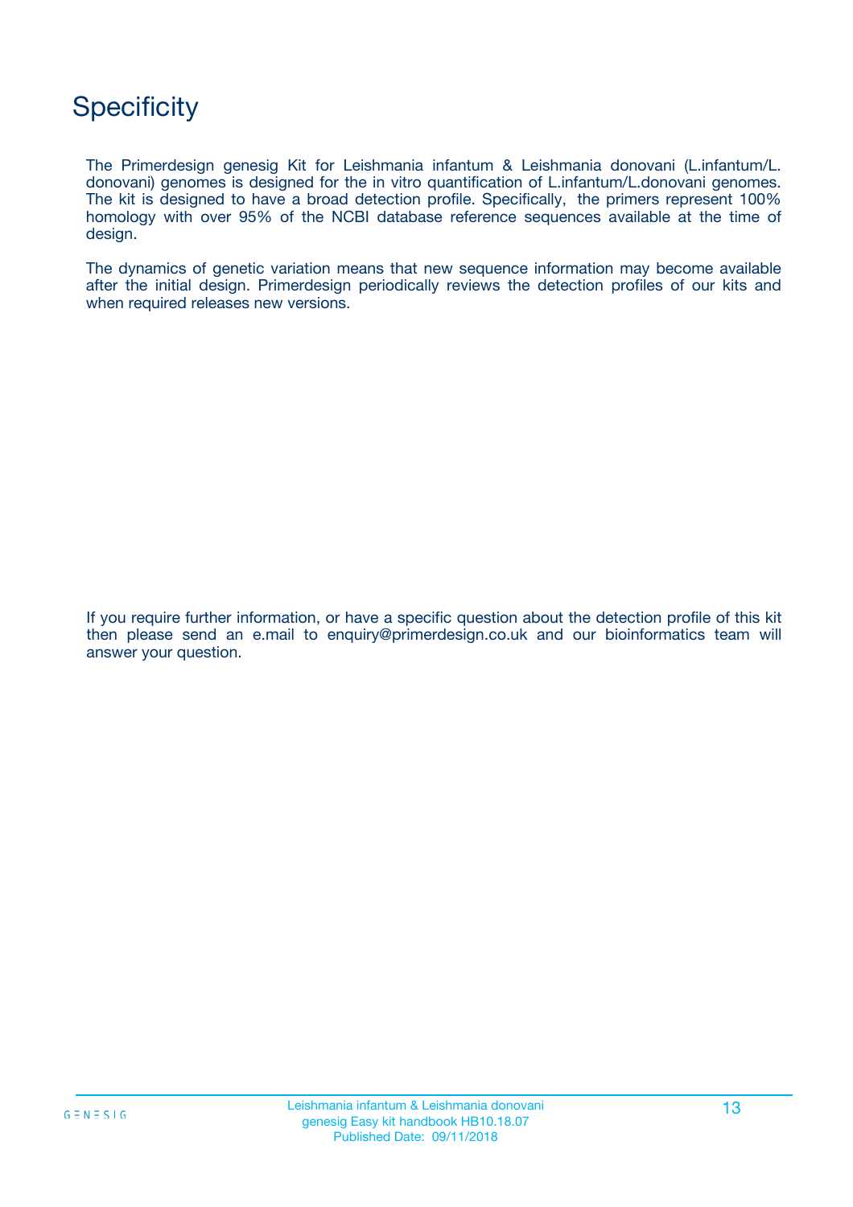# Specificity

The Primerdesign genesig Kit for Leishmania infantum & Leishmania donovani (L.infantum/L. donovani) genomes is designed for the in vitro quantification of L.infantum/L.donovani genomes. The kit is designed to have a broad detection profile. Specifically, the primers represent 100% homology with over 95% of the NCBI database reference sequences available at the time of design.

The dynamics of genetic variation means that new sequence information may become available after the initial design. Primerdesign periodically reviews the detection profiles of our kits and when required releases new versions.

If you require further information, or have a specific question about the detection profile of this kit then please send an e.mail to enquiry@primerdesign.co.uk and our bioinformatics team will answer your question.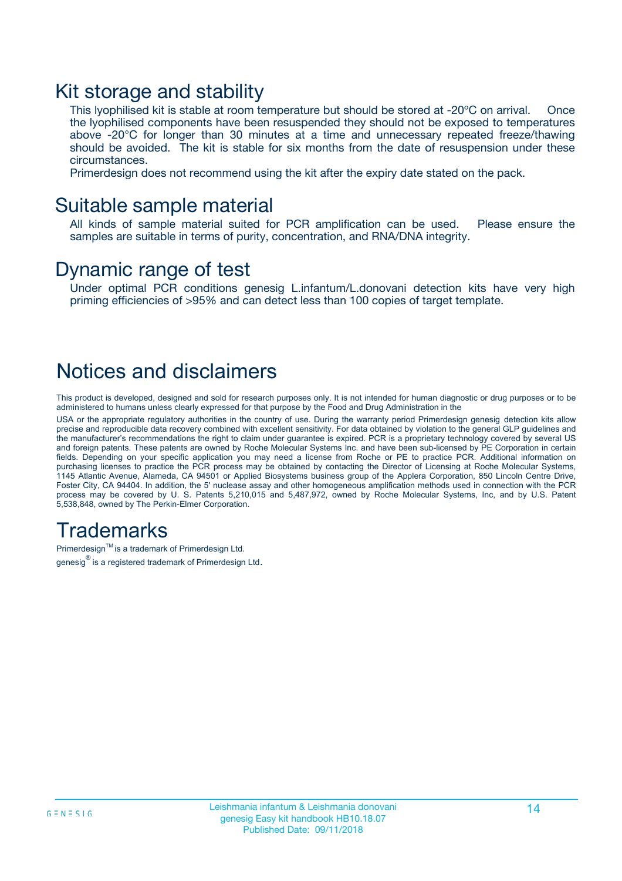## Kit storage and stability

This lyophilised kit is stable at room temperature but should be stored at -20ºC on arrival. Once the lyophilised components have been resuspended they should not be exposed to temperatures above -20°C for longer than 30 minutes at a time and unnecessary repeated freeze/thawing should be avoided. The kit is stable for six months from the date of resuspension under these circumstances.

Primerdesign does not recommend using the kit after the expiry date stated on the pack.

## Suitable sample material

All kinds of sample material suited for PCR amplification can be used. Please ensure the samples are suitable in terms of purity, concentration, and RNA/DNA integrity.

## Dynamic range of test

Under optimal PCR conditions genesig L.infantum/L.donovani detection kits have very high priming efficiencies of >95% and can detect less than 100 copies of target template.

## Notices and disclaimers

This product is developed, designed and sold for research purposes only. It is not intended for human diagnostic or drug purposes or to be administered to humans unless clearly expressed for that purpose by the Food and Drug Administration in the

USA or the appropriate regulatory authorities in the country of use. During the warranty period Primerdesign genesig detection kits allow precise and reproducible data recovery combined with excellent sensitivity. For data obtained by violation to the general GLP guidelines and the manufacturer's recommendations the right to claim under guarantee is expired. PCR is a proprietary technology covered by several US and foreign patents. These patents are owned by Roche Molecular Systems Inc. and have been sub-licensed by PE Corporation in certain fields. Depending on your specific application you may need a license from Roche or PE to practice PCR. Additional information on purchasing licenses to practice the PCR process may be obtained by contacting the Director of Licensing at Roche Molecular Systems, 1145 Atlantic Avenue, Alameda, CA 94501 or Applied Biosystems business group of the Applera Corporation, 850 Lincoln Centre Drive, Foster City, CA 94404. In addition, the 5' nuclease assay and other homogeneous amplification methods used in connection with the PCR process may be covered by U. S. Patents 5,210,015 and 5,487,972, owned by Roche Molecular Systems, Inc, and by U.S. Patent 5,538,848, owned by The Perkin-Elmer Corporation.

## Trademarks

Primerdesign™ is a trademark of Primerdesign Ltd.

genesig® is a registered trademark of Primerdesign Ltd.